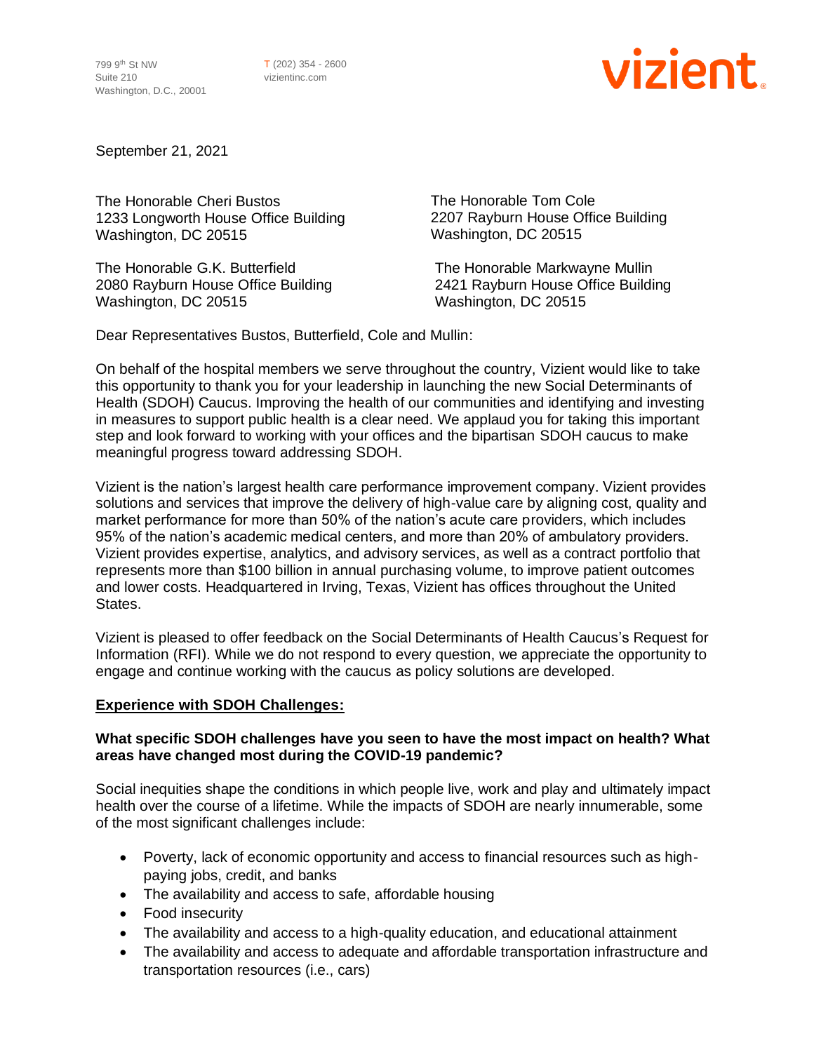799 9th St NW
Suite 210
Washington, D.C., 20001

T (202) 354 - 2600
vizientinc.com

vizient

September 21, 2021

The Honorable Cheri Bustos
1233 Longworth House Office Building
Washington, DC 20515

The Honorable Tom Cole
2207 Rayburn House Office Building
Washington, DC 20515

The Honorable G.K. Butterfield
2080 Rayburn House Office Building
Washington, DC 20515

The Honorable Markwayne Mullin
2421 Rayburn House Office Building
Washington, DC 20515

Dear Representatives Bustos, Butterfield, Cole and Mullin:

On behalf of the hospital members we serve throughout the country, Vizient would like to take this opportunity to thank you for your leadership in launching the new Social Determinants of Health (SDOH) Caucus. Improving the health of our communities and identifying and investing in measures to support public health is a clear need. We applaud you for taking this important step and look forward to working with your offices and the bipartisan SDOH caucus to make meaningful progress toward addressing SDOH.

Vizient is the nation's largest health care performance improvement company. Vizient provides solutions and services that improve the delivery of high-value care by aligning cost, quality and market performance for more than 50% of the nation's acute care providers, which includes 95% of the nation's academic medical centers, and more than 20% of ambulatory providers. Vizient provides expertise, analytics, and advisory services, as well as a contract portfolio that represents more than $100 billion in annual purchasing volume, to improve patient outcomes and lower costs. Headquartered in Irving, Texas, Vizient has offices throughout the United States.

Vizient is pleased to offer feedback on the Social Determinants of Health Caucus's Request for Information (RFI). While we do not respond to every question, we appreciate the opportunity to engage and continue working with the caucus as policy solutions are developed.

**<u>Experience with SDOH Challenges:</u>**

**What specific SDOH challenges have you seen to have the most impact on health? What areas have changed most during the COVID-19 pandemic?**

Social inequities shape the conditions in which people live, work and play and ultimately impact health over the course of a lifetime. While the impacts of SDOH are nearly innumerable, some of the most significant challenges include:

- Poverty, lack of economic opportunity and access to financial resources such as high-paying jobs, credit, and banks
- The availability and access to safe, affordable housing
- Food insecurity
- The availability and access to a high-quality education, and educational attainment
- The availability and access to adequate and affordable transportation infrastructure and transportation resources (i.e., cars)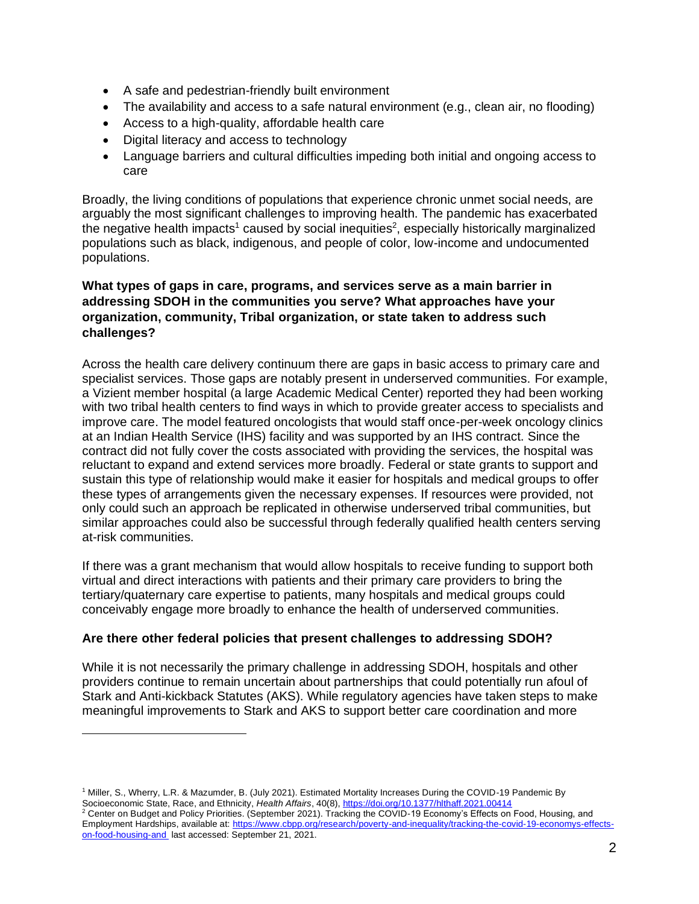- A safe and pedestrian-friendly built environment
- The availability and access to a safe natural environment (e.g., clean air, no flooding)
- Access to a high-quality, affordable health care
- Digital literacy and access to technology
- Language barriers and cultural difficulties impeding both initial and ongoing access to care

Broadly, the living conditions of populations that experience chronic unmet social needs, are arguably the most significant challenges to improving health. The pandemic has exacerbated the negative health impacts[1] caused by social inequities[2], especially historically marginalized populations such as black, indigenous, and people of color, low-income and undocumented populations.

**What types of gaps in care, programs, and services serve as a main barrier in addressing SDOH in the communities you serve? What approaches have your organization, community, Tribal organization, or state taken to address such challenges?**

Across the health care delivery continuum there are gaps in basic access to primary care and specialist services. Those gaps are notably present in underserved communities. For example, a Vizient member hospital (a large Academic Medical Center) reported they had been working with two tribal health centers to find ways in which to provide greater access to specialists and improve care. The model featured oncologists that would staff once-per-week oncology clinics at an Indian Health Service (IHS) facility and was supported by an IHS contract. Since the contract did not fully cover the costs associated with providing the services, the hospital was reluctant to expand and extend services more broadly. Federal or state grants to support and sustain this type of relationship would make it easier for hospitals and medical groups to offer these types of arrangements given the necessary expenses. If resources were provided, not only could such an approach be replicated in otherwise underserved tribal communities, but similar approaches could also be successful through federally qualified health centers serving at-risk communities.

If there was a grant mechanism that would allow hospitals to receive funding to support both virtual and direct interactions with patients and their primary care providers to bring the tertiary/quaternary care expertise to patients, many hospitals and medical groups could conceivably engage more broadly to enhance the health of underserved communities.

**Are there other federal policies that present challenges to addressing SDOH?**

While it is not necessarily the primary challenge in addressing SDOH, hospitals and other providers continue to remain uncertain about partnerships that could potentially run afoul of Stark and Anti-kickback Statutes (AKS). While regulatory agencies have taken steps to make meaningful improvements to Stark and AKS to support better care coordination and more

---

[1] Miller, S., Wherry, L.R. & Mazumder, B. (July 2021). Estimated Mortality Increases During the COVID-19 Pandemic By Socioeconomic State, Race, and Ethnicity, *Health Affairs*, 40(8), https://doi.org/10.1377/hlthaff.2021.00414

[2] Center on Budget and Policy Priorities. (September 2021). Tracking the COVID-19 Economy's Effects on Food, Housing, and Employment Hardships, available at: https://www.cbpp.org/research/poverty-and-inequality/tracking-the-covid-19-economys-effects-on-food-housing-and last accessed: September 21, 2021.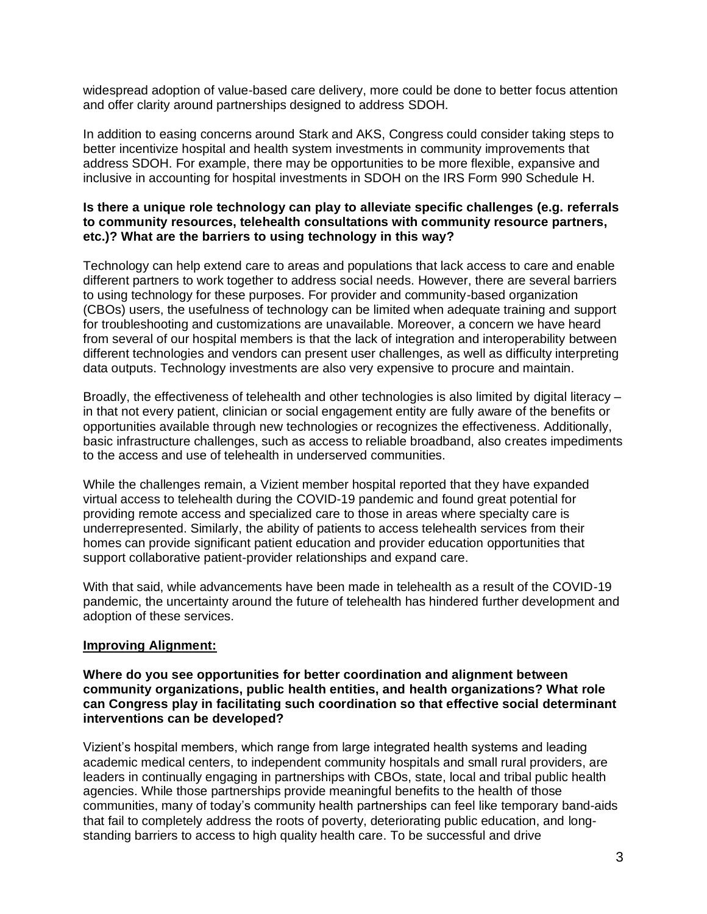widespread adoption of value-based care delivery, more could be done to better focus attention and offer clarity around partnerships designed to address SDOH.

In addition to easing concerns around Stark and AKS, Congress could consider taking steps to better incentivize hospital and health system investments in community improvements that address SDOH. For example, there may be opportunities to be more flexible, expansive and inclusive in accounting for hospital investments in SDOH on the IRS Form 990 Schedule H.

**Is there a unique role technology can play to alleviate specific challenges (e.g. referrals to community resources, telehealth consultations with community resource partners, etc.)? What are the barriers to using technology in this way?**

Technology can help extend care to areas and populations that lack access to care and enable different partners to work together to address social needs. However, there are several barriers to using technology for these purposes. For provider and community-based organization (CBOs) users, the usefulness of technology can be limited when adequate training and support for troubleshooting and customizations are unavailable. Moreover, a concern we have heard from several of our hospital members is that the lack of integration and interoperability between different technologies and vendors can present user challenges, as well as difficulty interpreting data outputs. Technology investments are also very expensive to procure and maintain.

Broadly, the effectiveness of telehealth and other technologies is also limited by digital literacy – in that not every patient, clinician or social engagement entity are fully aware of the benefits or opportunities available through new technologies or recognizes the effectiveness. Additionally, basic infrastructure challenges, such as access to reliable broadband, also creates impediments to the access and use of telehealth in underserved communities.

While the challenges remain, a Vizient member hospital reported that they have expanded virtual access to telehealth during the COVID-19 pandemic and found great potential for providing remote access and specialized care to those in areas where specialty care is underrepresented. Similarly, the ability of patients to access telehealth services from their homes can provide significant patient education and provider education opportunities that support collaborative patient-provider relationships and expand care.

With that said, while advancements have been made in telehealth as a result of the COVID-19 pandemic, the uncertainty around the future of telehealth has hindered further development and adoption of these services.

**Improving Alignment:**

**Where do you see opportunities for better coordination and alignment between community organizations, public health entities, and health organizations? What role can Congress play in facilitating such coordination so that effective social determinant interventions can be developed?**

Vizient's hospital members, which range from large integrated health systems and leading academic medical centers, to independent community hospitals and small rural providers, are leaders in continually engaging in partnerships with CBOs, state, local and tribal public health agencies. While those partnerships provide meaningful benefits to the health of those communities, many of today's community health partnerships can feel like temporary band-aids that fail to completely address the roots of poverty, deteriorating public education, and long-standing barriers to access to high quality health care. To be successful and drive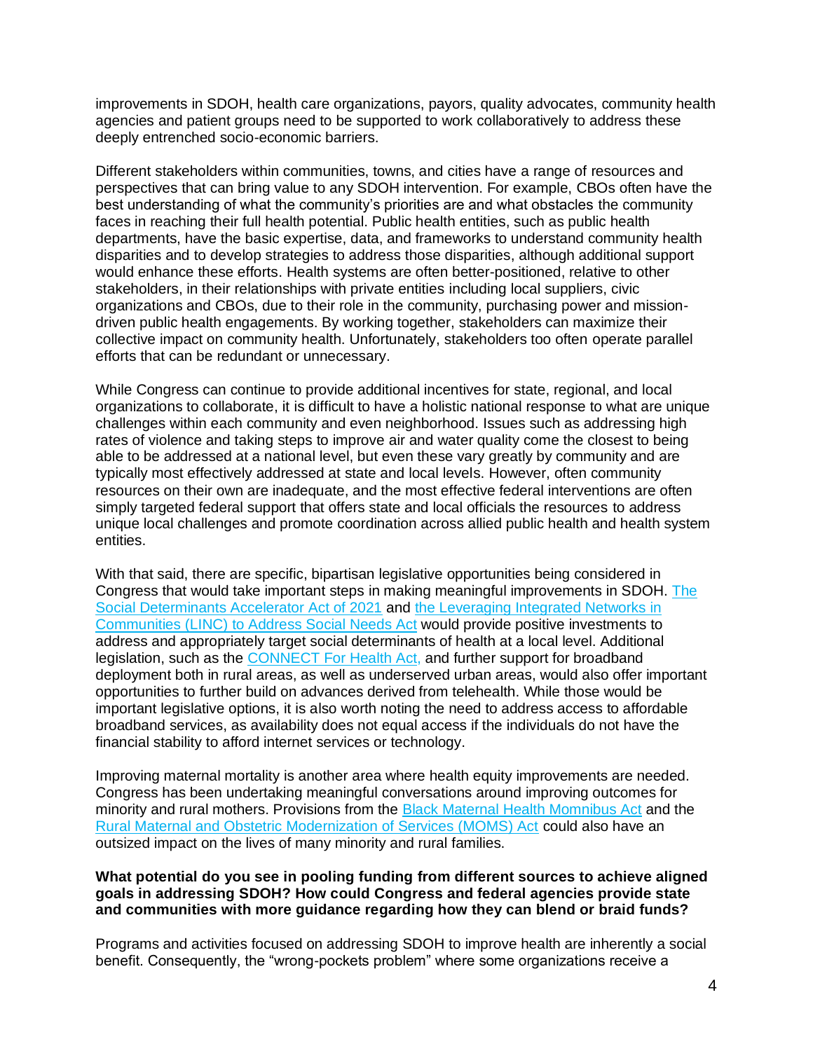improvements in SDOH, health care organizations, payors, quality advocates, community health agencies and patient groups need to be supported to work collaboratively to address these deeply entrenched socio-economic barriers.

Different stakeholders within communities, towns, and cities have a range of resources and perspectives that can bring value to any SDOH intervention. For example, CBOs often have the best understanding of what the community's priorities are and what obstacles the community faces in reaching their full health potential. Public health entities, such as public health departments, have the basic expertise, data, and frameworks to understand community health disparities and to develop strategies to address those disparities, although additional support would enhance these efforts. Health systems are often better-positioned, relative to other stakeholders, in their relationships with private entities including local suppliers, civic organizations and CBOs, due to their role in the community, purchasing power and mission-driven public health engagements. By working together, stakeholders can maximize their collective impact on community health. Unfortunately, stakeholders too often operate parallel efforts that can be redundant or unnecessary.

While Congress can continue to provide additional incentives for state, regional, and local organizations to collaborate, it is difficult to have a holistic national response to what are unique challenges within each community and even neighborhood. Issues such as addressing high rates of violence and taking steps to improve air and water quality come the closest to being able to be addressed at a national level, but even these vary greatly by community and are typically most effectively addressed at state and local levels. However, often community resources on their own are inadequate, and the most effective federal interventions are often simply targeted federal support that offers state and local officials the resources to address unique local challenges and promote coordination across allied public health and health system entities.

With that said, there are specific, bipartisan legislative opportunities being considered in Congress that would take important steps in making meaningful improvements in SDOH. The Social Determinants Accelerator Act of 2021 and the Leveraging Integrated Networks in Communities (LINC) to Address Social Needs Act would provide positive investments to address and appropriately target social determinants of health at a local level. Additional legislation, such as the CONNECT For Health Act, and further support for broadband deployment both in rural areas, as well as underserved urban areas, would also offer important opportunities to further build on advances derived from telehealth. While those would be important legislative options, it is also worth noting the need to address access to affordable broadband services, as availability does not equal access if the individuals do not have the financial stability to afford internet services or technology.

Improving maternal mortality is another area where health equity improvements are needed. Congress has been undertaking meaningful conversations around improving outcomes for minority and rural mothers. Provisions from the Black Maternal Health Momnibus Act and the Rural Maternal and Obstetric Modernization of Services (MOMS) Act could also have an outsized impact on the lives of many minority and rural families.

**What potential do you see in pooling funding from different sources to achieve aligned goals in addressing SDOH? How could Congress and federal agencies provide state and communities with more guidance regarding how they can blend or braid funds?**

Programs and activities focused on addressing SDOH to improve health are inherently a social benefit. Consequently, the "wrong-pockets problem" where some organizations receive a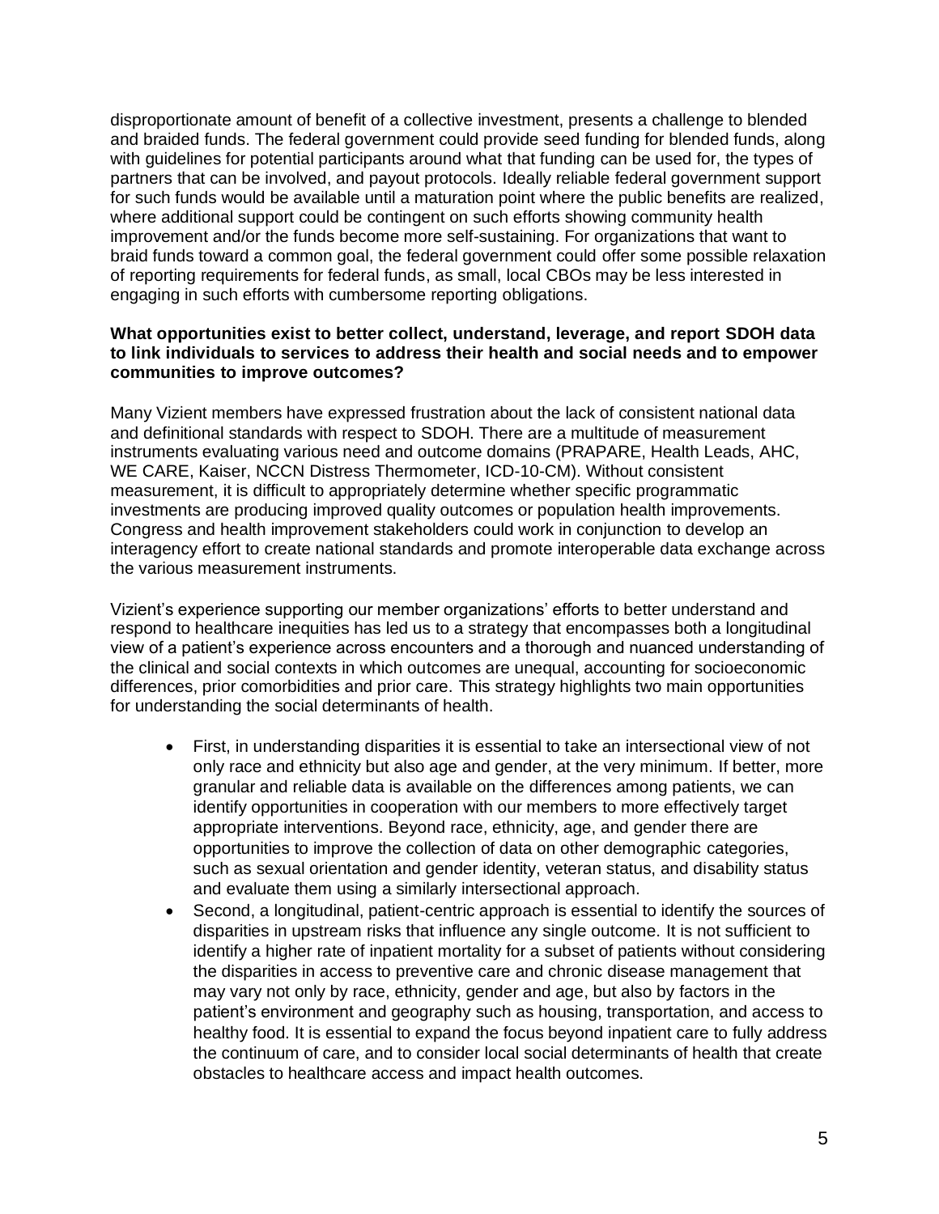disproportionate amount of benefit of a collective investment, presents a challenge to blended and braided funds. The federal government could provide seed funding for blended funds, along with guidelines for potential participants around what that funding can be used for, the types of partners that can be involved, and payout protocols. Ideally reliable federal government support for such funds would be available until a maturation point where the public benefits are realized, where additional support could be contingent on such efforts showing community health improvement and/or the funds become more self-sustaining. For organizations that want to braid funds toward a common goal, the federal government could offer some possible relaxation of reporting requirements for federal funds, as small, local CBOs may be less interested in engaging in such efforts with cumbersome reporting obligations.

**What opportunities exist to better collect, understand, leverage, and report SDOH data to link individuals to services to address their health and social needs and to empower communities to improve outcomes?**

Many Vizient members have expressed frustration about the lack of consistent national data and definitional standards with respect to SDOH. There are a multitude of measurement instruments evaluating various need and outcome domains (PRAPARE, Health Leads, AHC, WE CARE, Kaiser, NCCN Distress Thermometer, ICD-10-CM). Without consistent measurement, it is difficult to appropriately determine whether specific programmatic investments are producing improved quality outcomes or population health improvements. Congress and health improvement stakeholders could work in conjunction to develop an interagency effort to create national standards and promote interoperable data exchange across the various measurement instruments.

Vizient's experience supporting our member organizations' efforts to better understand and respond to healthcare inequities has led us to a strategy that encompasses both a longitudinal view of a patient's experience across encounters and a thorough and nuanced understanding of the clinical and social contexts in which outcomes are unequal, accounting for socioeconomic differences, prior comorbidities and prior care. This strategy highlights two main opportunities for understanding the social determinants of health.

- First, in understanding disparities it is essential to take an intersectional view of not only race and ethnicity but also age and gender, at the very minimum. If better, more granular and reliable data is available on the differences among patients, we can identify opportunities in cooperation with our members to more effectively target appropriate interventions. Beyond race, ethnicity, age, and gender there are opportunities to improve the collection of data on other demographic categories, such as sexual orientation and gender identity, veteran status, and disability status and evaluate them using a similarly intersectional approach.
- Second, a longitudinal, patient-centric approach is essential to identify the sources of disparities in upstream risks that influence any single outcome. It is not sufficient to identify a higher rate of inpatient mortality for a subset of patients without considering the disparities in access to preventive care and chronic disease management that may vary not only by race, ethnicity, gender and age, but also by factors in the patient's environment and geography such as housing, transportation, and access to healthy food. It is essential to expand the focus beyond inpatient care to fully address the continuum of care, and to consider local social determinants of health that create obstacles to healthcare access and impact health outcomes.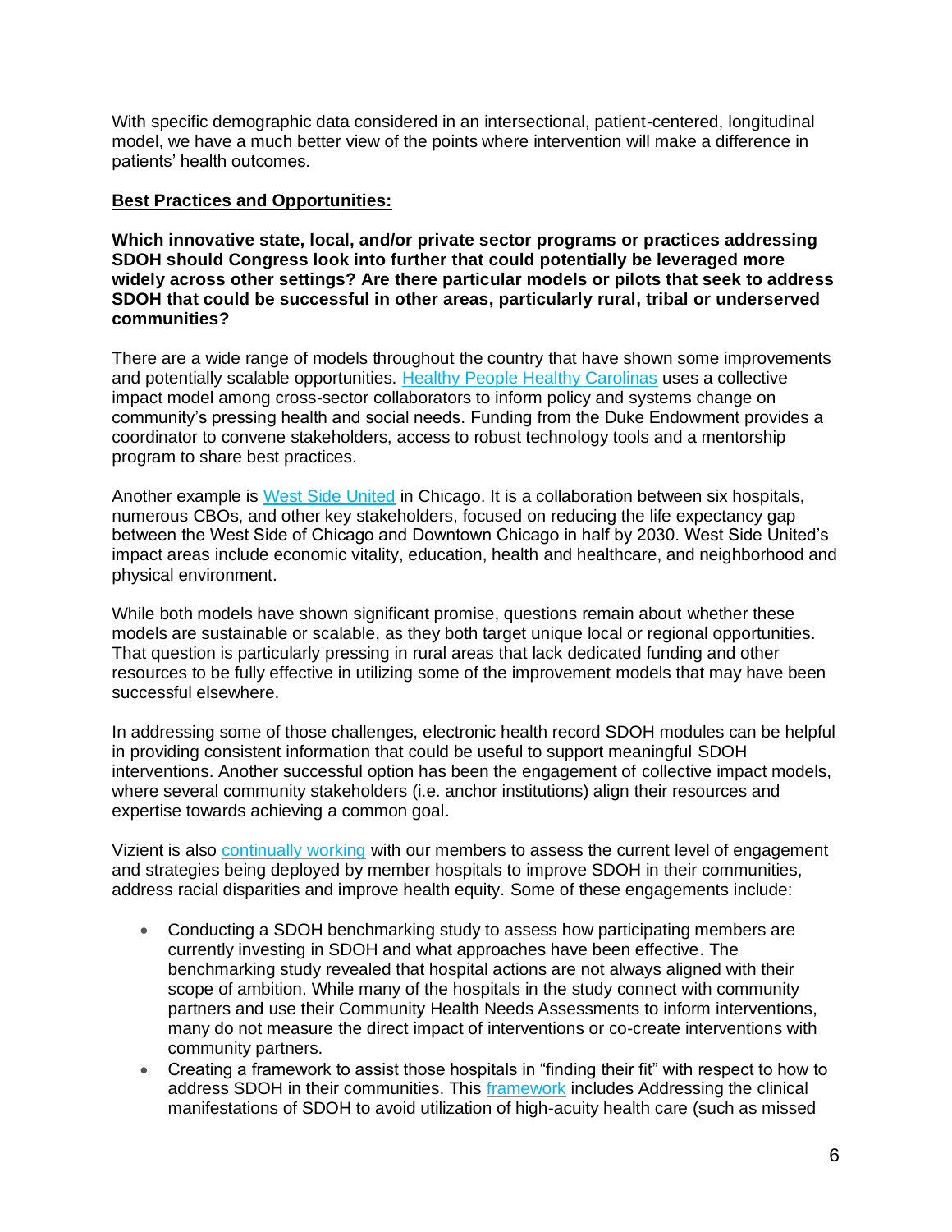With specific demographic data considered in an intersectional, patient-centered, longitudinal model, we have a much better view of the points where intervention will make a difference in patients' health outcomes.

**Best Practices and Opportunities:**

**Which innovative state, local, and/or private sector programs or practices addressing SDOH should Congress look into further that could potentially be leveraged more widely across other settings? Are there particular models or pilots that seek to address SDOH that could be successful in other areas, particularly rural, tribal or underserved communities?**

There are a wide range of models throughout the country that have shown some improvements and potentially scalable opportunities. Healthy People Healthy Carolinas uses a collective impact model among cross-sector collaborators to inform policy and systems change on community's pressing health and social needs. Funding from the Duke Endowment provides a coordinator to convene stakeholders, access to robust technology tools and a mentorship program to share best practices.

Another example is West Side United in Chicago. It is a collaboration between six hospitals, numerous CBOs, and other key stakeholders, focused on reducing the life expectancy gap between the West Side of Chicago and Downtown Chicago in half by 2030. West Side United's impact areas include economic vitality, education, health and healthcare, and neighborhood and physical environment.

While both models have shown significant promise, questions remain about whether these models are sustainable or scalable, as they both target unique local or regional opportunities. That question is particularly pressing in rural areas that lack dedicated funding and other resources to be fully effective in utilizing some of the improvement models that may have been successful elsewhere.

In addressing some of those challenges, electronic health record SDOH modules can be helpful in providing consistent information that could be useful to support meaningful SDOH interventions. Another successful option has been the engagement of collective impact models, where several community stakeholders (i.e. anchor institutions) align their resources and expertise towards achieving a common goal.

Vizient is also continually working with our members to assess the current level of engagement and strategies being deployed by member hospitals to improve SDOH in their communities, address racial disparities and improve health equity. Some of these engagements include:

- Conducting a SDOH benchmarking study to assess how participating members are currently investing in SDOH and what approaches have been effective. The benchmarking study revealed that hospital actions are not always aligned with their scope of ambition. While many of the hospitals in the study connect with community partners and use their Community Health Needs Assessments to inform interventions, many do not measure the direct impact of interventions or co-create interventions with community partners.
- Creating a framework to assist those hospitals in "finding their fit" with respect to how to address SDOH in their communities. This framework includes Addressing the clinical manifestations of SDOH to avoid utilization of high-acuity health care (such as missed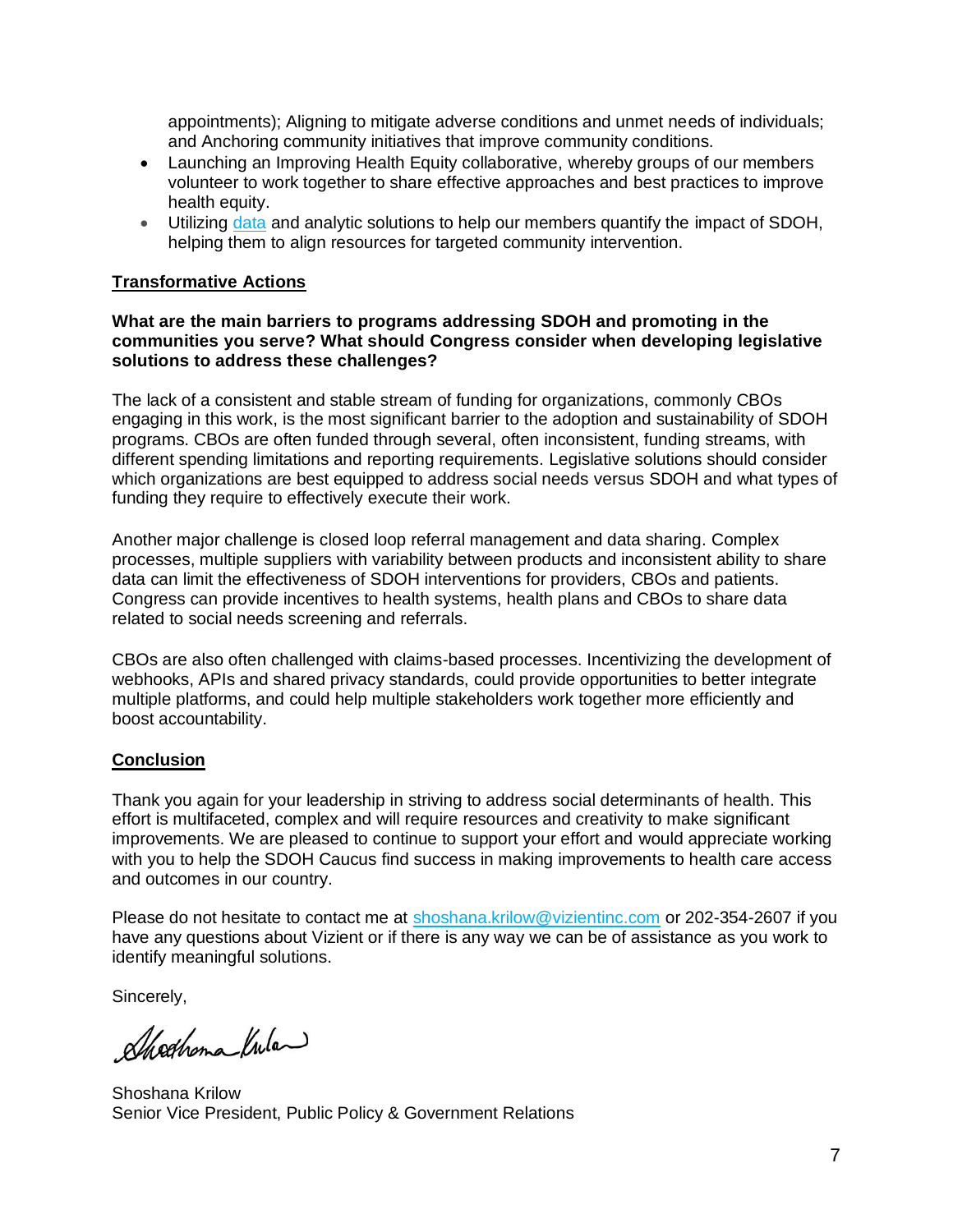appointments); Aligning to mitigate adverse conditions and unmet needs of individuals; and Anchoring community initiatives that improve community conditions.

- Launching an Improving Health Equity collaborative, whereby groups of our members volunteer to work together to share effective approaches and best practices to improve health equity.
- Utilizing data and analytic solutions to help our members quantify the impact of SDOH, helping them to align resources for targeted community intervention.

## Transformative Actions

**What are the main barriers to programs addressing SDOH and promoting in the communities you serve? What should Congress consider when developing legislative solutions to address these challenges?**

The lack of a consistent and stable stream of funding for organizations, commonly CBOs engaging in this work, is the most significant barrier to the adoption and sustainability of SDOH programs. CBOs are often funded through several, often inconsistent, funding streams, with different spending limitations and reporting requirements. Legislative solutions should consider which organizations are best equipped to address social needs versus SDOH and what types of funding they require to effectively execute their work.

Another major challenge is closed loop referral management and data sharing. Complex processes, multiple suppliers with variability between products and inconsistent ability to share data can limit the effectiveness of SDOH interventions for providers, CBOs and patients. Congress can provide incentives to health systems, health plans and CBOs to share data related to social needs screening and referrals.

CBOs are also often challenged with claims-based processes. Incentivizing the development of webhooks, APIs and shared privacy standards, could provide opportunities to better integrate multiple platforms, and could help multiple stakeholders work together more efficiently and boost accountability.

## Conclusion

Thank you again for your leadership in striving to address social determinants of health. This effort is multifaceted, complex and will require resources and creativity to make significant improvements. We are pleased to continue to support your effort and would appreciate working with you to help the SDOH Caucus find success in making improvements to health care access and outcomes in our country.

Please do not hesitate to contact me at shoshana.krilow@vizientinc.com or 202-354-2607 if you have any questions about Vizient or if there is any way we can be of assistance as you work to identify meaningful solutions.

Sincerely,

Shoshana Krilow
Senior Vice President, Public Policy & Government Relations